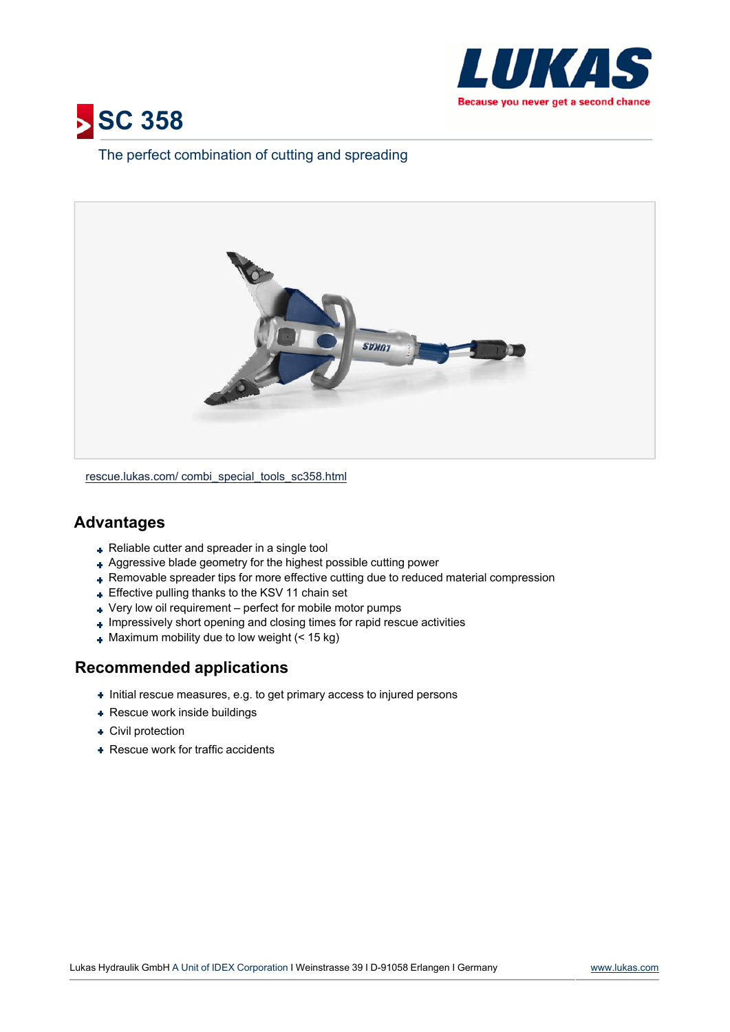LUKAS

Because you never get a second chance

# SC 358

The perfect combination of cutting and spreading

rescue.lukas.com/ combi_special_tools_sc358.html

## Advantages

- Reliable cutter and spreader in a single tool
- Aggressive blade geometry for the highest possible cutting power
- Removable spreader tips for more effective cutting due to reduced material compression
- Effective pulling thanks to the KSV 11 chain set
- Very low oil requirement – perfect for mobile motor pumps
- Impressively short opening and closing times for rapid rescue activities
- Maximum mobility due to low weight (< 15 kg)

## Recommended applications

- Initial rescue measures, e.g. to get primary access to injured persons
- Rescue work inside buildings
- Civil protection
- Rescue work for traffic accidents

Lukas Hydraulik GmbH A Unit of IDEX Corporation I Weinstrasse 39 I D-91058 Erlangen I Germany www.lukas.com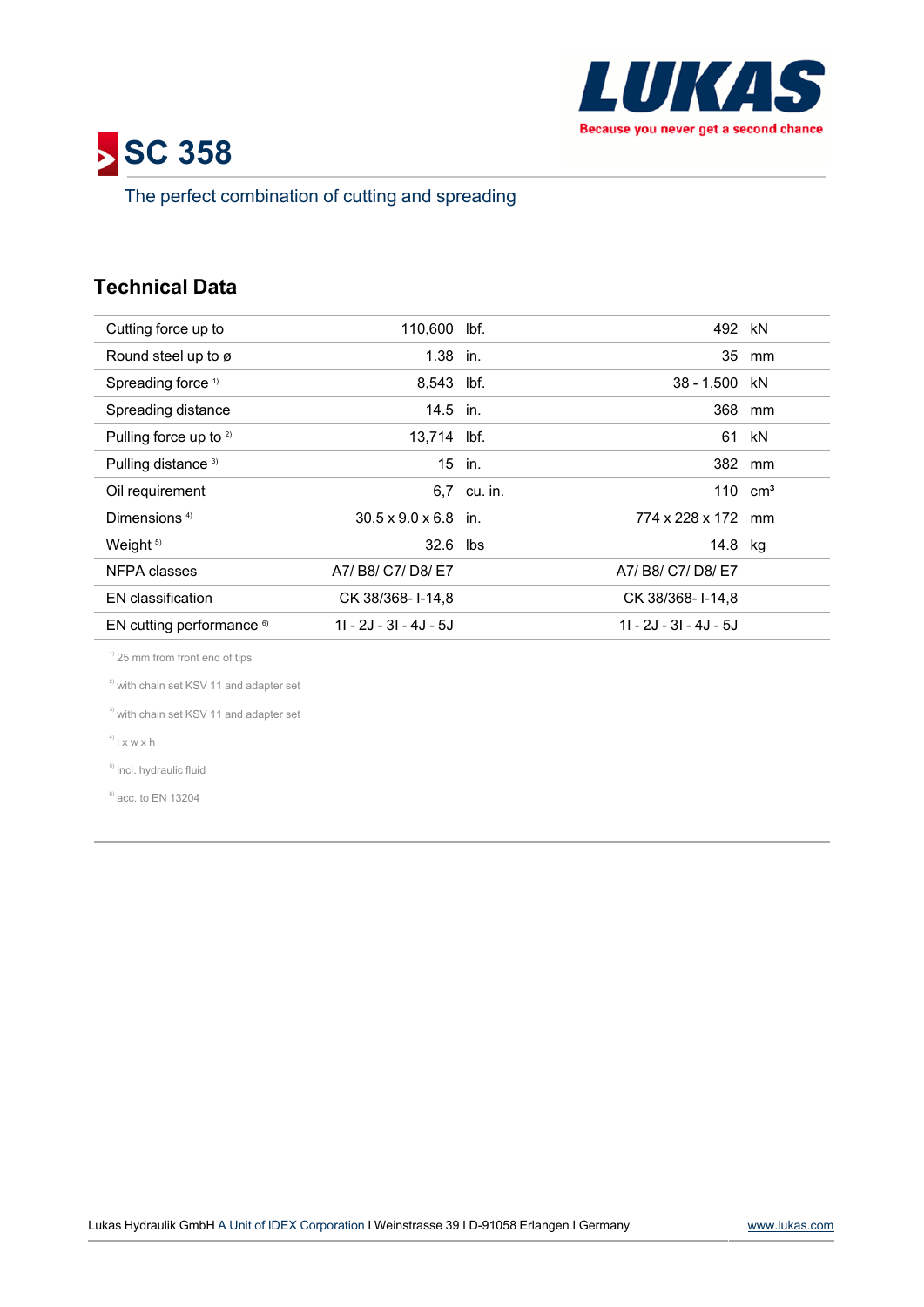# SC 358

The perfect combination of cutting and spreading

## Technical Data

| | | | | |
|---|---|---|---|---|
| Cutting force up to | 110,600 | lbf. | 492 | kN |
| Round steel up to ø | 1.38 | in. | 35 | mm |
| Spreading force [1] | 8,543 | lbf. | 38 - 1,500 | kN |
| Spreading distance | 14.5 | in. | 368 | mm |
| Pulling force up to [2] | 13,714 | lbf. | 61 | kN |
| Pulling distance [3] | 15 | in. | 382 | mm |
| Oil requirement | 6,7 | cu. in. | 110 | cm³ |
| Dimensions [4] | 30.5 x 9.0 x 6.8 | in. | 774 x 228 x 172 | mm |
| Weight [5] | 32.6 | lbs | 14.8 | kg |
| NFPA classes | A7/ B8/ C7/ D8/ E7 | | A7/ B8/ C7/ D8/ E7 | |
| EN classification | CK 38/368- I-14,8 | | CK 38/368- I-14,8 | |
| EN cutting performance [6] | 1I - 2J - 3I - 4J - 5J | | 1I - 2J - 3I - 4J - 5J | |

[1] 25 mm from front end of tips

[2] with chain set KSV 11 and adapter set

[3] with chain set KSV 11 and adapter set

[4] l x w x h

[5] incl. hydraulic fluid

[6] acc. to EN 13204